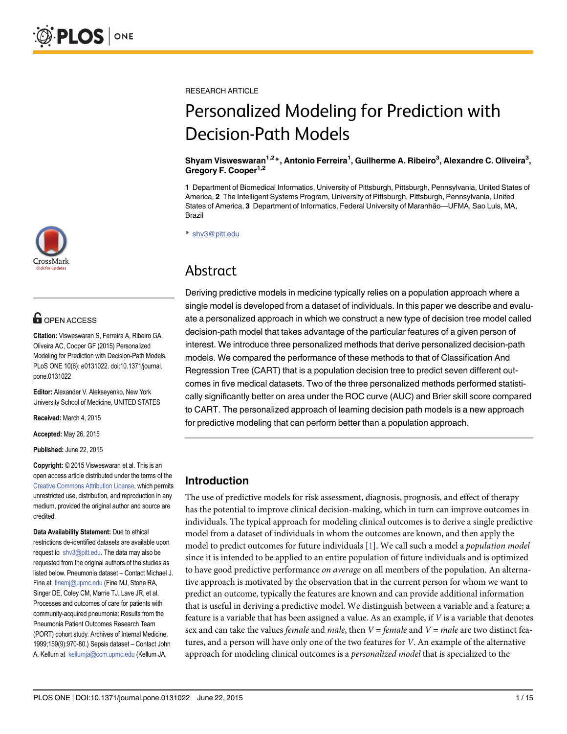RESEARCH ARTICLE

# Personalized Modeling for Prediction with Decision-Path Models

**Shyam Visweswaran[1,2]*, Antonio Ferreira[1], Guilherme A. Ribeiro[3], Alexandre C. Oliveira[3], Gregory F. Cooper[1,2]**

**1** Department of Biomedical Informatics, University of Pittsburgh, Pittsburgh, Pennsylvania, United States of America, **2** The Intelligent Systems Program, University of Pittsburgh, Pittsburgh, Pennsylvania, United States of America, **3** Department of Informatics, Federal University of Maranhão—UFMA, Sao Luis, MA, Brazil

* shv3@pitt.edu

OPEN ACCESS

**Citation:** Visweswaran S, Ferreira A, Ribeiro GA, Oliveira AC, Cooper GF (2015) Personalized Modeling for Prediction with Decision-Path Models. PLoS ONE 10(6): e0131022. doi:10.1371/journal.pone.0131022

**Editor:** Alexander V. Alekseyenko, New York University School of Medicine, UNITED STATES

**Received:** March 4, 2015

**Accepted:** May 26, 2015

**Published:** June 22, 2015

**Copyright:** © 2015 Visweswaran et al. This is an open access article distributed under the terms of the Creative Commons Attribution License, which permits unrestricted use, distribution, and reproduction in any medium, provided the original author and source are credited.

**Data Availability Statement:** Due to ethical restrictions de-identified datasets are available upon request to shv3@pitt.edu. The data may also be requested from the original authors of the studies as listed below. Pneumonia dataset – Contact Michael J. Fine at finemj@upmc.edu (Fine MJ, Stone RA, Singer DE, Coley CM, Marrie TJ, Lave JR, et al. Processes and outcomes of care for patients with community-acquired pneumonia: Results from the Pneumonia Patient Outcomes Research Team (PORT) cohort study. Archives of Internal Medicine. 1999;159(9):970-80.) Sepsis dataset – Contact John A. Kellum at kellumja@ccm.upmc.edu (Kellum JA,

## Abstract

Deriving predictive models in medicine typically relies on a population approach where a single model is developed from a dataset of individuals. In this paper we describe and evaluate a personalized approach in which we construct a new type of decision tree model called decision-path model that takes advantage of the particular features of a given person of interest. We introduce three personalized methods that derive personalized decision-path models. We compared the performance of these methods to that of Classification And Regression Tree (CART) that is a population decision tree to predict seven different outcomes in five medical datasets. Two of the three personalized methods performed statistically significantly better on area under the ROC curve (AUC) and Brier skill score compared to CART. The personalized approach of learning decision path models is a new approach for predictive modeling that can perform better than a population approach.

## Introduction

The use of predictive models for risk assessment, diagnosis, prognosis, and effect of therapy has the potential to improve clinical decision-making, which in turn can improve outcomes in individuals. The typical approach for modeling clinical outcomes is to derive a single predictive model from a dataset of individuals in whom the outcomes are known, and then apply the model to predict outcomes for future individuals [1]. We call such a model a *population model* since it is intended to be applied to an entire population of future individuals and is optimized to have good predictive performance *on average* on all members of the population. An alternative approach is motivated by the observation that in the current person for whom we want to predict an outcome, typically the features are known and can provide additional information that is useful in deriving a predictive model. We distinguish between a variable and a feature; a feature is a variable that has been assigned a value. As an example, if *V* is a variable that denotes sex and can take the values *female* and *male*, then *V* = *female* and *V* = *male* are two distinct features, and a person will have only one of the two features for *V*. An example of the alternative approach for modeling clinical outcomes is a *personalized model* that is specialized to the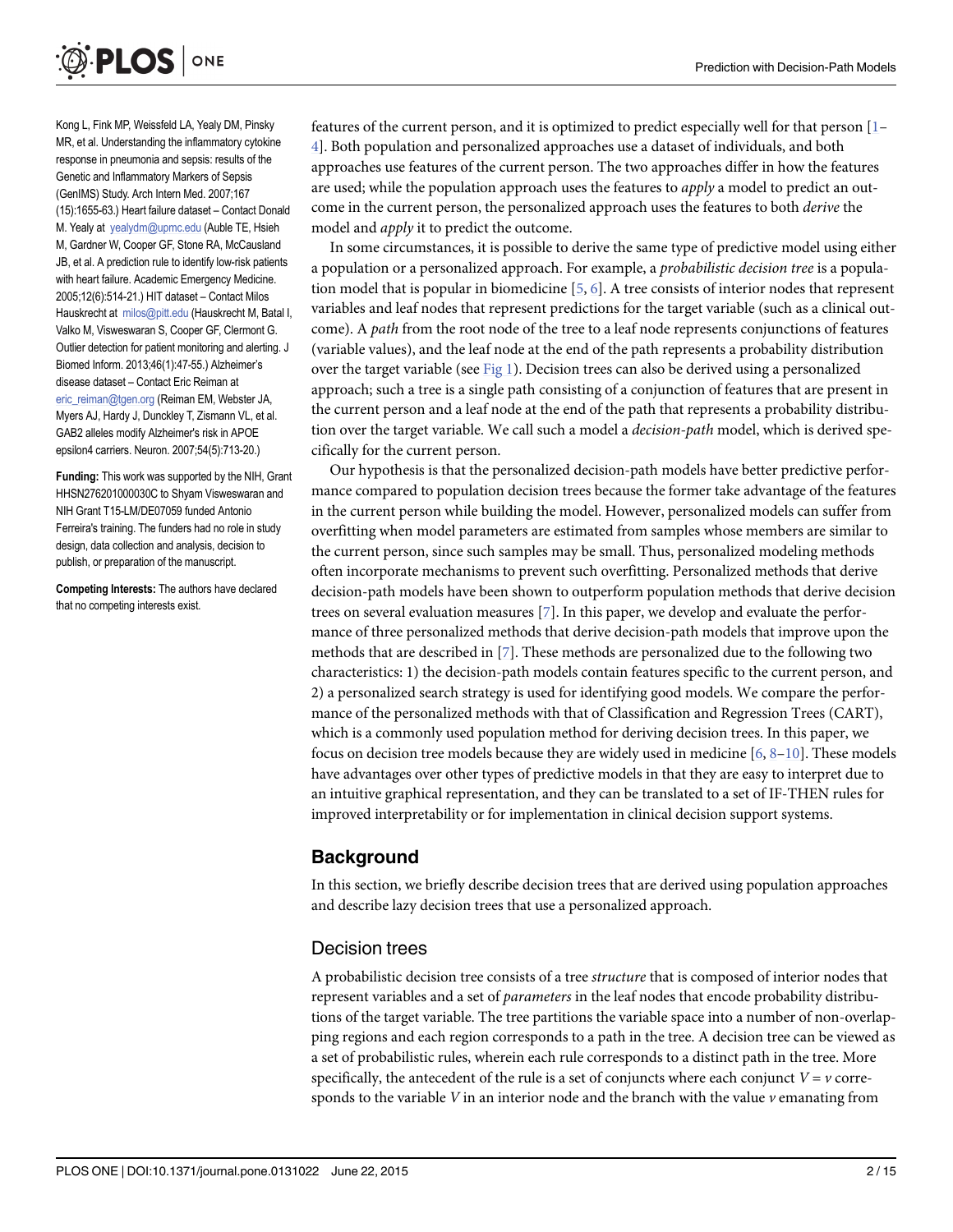Kong L, Fink MP, Weissfeld LA, Yealy DM, Pinsky MR, et al. Understanding the inflammatory cytokine response in pneumonia and sepsis: results of the Genetic and Inflammatory Markers of Sepsis (GenIMS) Study. Arch Intern Med. 2007;167 (15):1655-63.) Heart failure dataset – Contact Donald M. Yealy at yealydm@upmc.edu (Auble TE, Hsieh M, Gardner W, Cooper GF, Stone RA, McCausland JB, et al. A prediction rule to identify low-risk patients with heart failure. Academic Emergency Medicine. 2005;12(6):514-21.) HIT dataset – Contact Milos Hauskrecht at milos@pitt.edu (Hauskrecht M, Batal I, Valko M, Visweswaran S, Cooper GF, Clermont G. Outlier detection for patient monitoring and alerting. J Biomed Inform. 2013;46(1):47-55.) Alzheimer's disease dataset – Contact Eric Reiman at eric_reiman@tgen.org (Reiman EM, Webster JA, Myers AJ, Hardy J, Dunckley T, Zismann VL, et al. GAB2 alleles modify Alzheimer's risk in APOE epsilon4 carriers. Neuron. 2007;54(5):713-20.)

**Funding:** This work was supported by the NIH, Grant HHSN276201000030C to Shyam Visweswaran and NIH Grant T15-LM/DE07059 funded Antonio Ferreira's training. The funders had no role in study design, data collection and analysis, decision to publish, or preparation of the manuscript.

**Competing Interests:** The authors have declared that no competing interests exist.

features of the current person, and it is optimized to predict especially well for that person [1–4]. Both population and personalized approaches use a dataset of individuals, and both approaches use features of the current person. The two approaches differ in how the features are used; while the population approach uses the features to *apply* a model to predict an outcome in the current person, the personalized approach uses the features to both *derive* the model and *apply* it to predict the outcome.

In some circumstances, it is possible to derive the same type of predictive model using either a population or a personalized approach. For example, a *probabilistic decision tree* is a population model that is popular in biomedicine [5, 6]. A tree consists of interior nodes that represent variables and leaf nodes that represent predictions for the target variable (such as a clinical outcome). A *path* from the root node of the tree to a leaf node represents conjunctions of features (variable values), and the leaf node at the end of the path represents a probability distribution over the target variable (see Fig 1). Decision trees can also be derived using a personalized approach; such a tree is a single path consisting of a conjunction of features that are present in the current person and a leaf node at the end of the path that represents a probability distribution over the target variable. We call such a model a *decision-path* model, which is derived specifically for the current person.

Our hypothesis is that the personalized decision-path models have better predictive performance compared to population decision trees because the former take advantage of the features in the current person while building the model. However, personalized models can suffer from overfitting when model parameters are estimated from samples whose members are similar to the current person, since such samples may be small. Thus, personalized modeling methods often incorporate mechanisms to prevent such overfitting. Personalized methods that derive decision-path models have been shown to outperform population methods that derive decision trees on several evaluation measures [7]. In this paper, we develop and evaluate the performance of three personalized methods that derive decision-path models that improve upon the methods that are described in [7]. These methods are personalized due to the following two characteristics: 1) the decision-path models contain features specific to the current person, and 2) a personalized search strategy is used for identifying good models. We compare the performance of the personalized methods with that of Classification and Regression Trees (CART), which is a commonly used population method for deriving decision trees. In this paper, we focus on decision tree models because they are widely used in medicine [6, 8–10]. These models have advantages over other types of predictive models in that they are easy to interpret due to an intuitive graphical representation, and they can be translated to a set of IF-THEN rules for improved interpretability or for implementation in clinical decision support systems.

## Background

In this section, we briefly describe decision trees that are derived using population approaches and describe lazy decision trees that use a personalized approach.

### Decision trees

A probabilistic decision tree consists of a tree *structure* that is composed of interior nodes that represent variables and a set of *parameters* in the leaf nodes that encode probability distributions of the target variable. The tree partitions the variable space into a number of non-overlapping regions and each region corresponds to a path in the tree. A decision tree can be viewed as a set of probabilistic rules, wherein each rule corresponds to a distinct path in the tree. More specifically, the antecedent of the rule is a set of conjuncts where each conjunct $V = v$ corresponds to the variable $V$ in an interior node and the branch with the value $v$ emanating from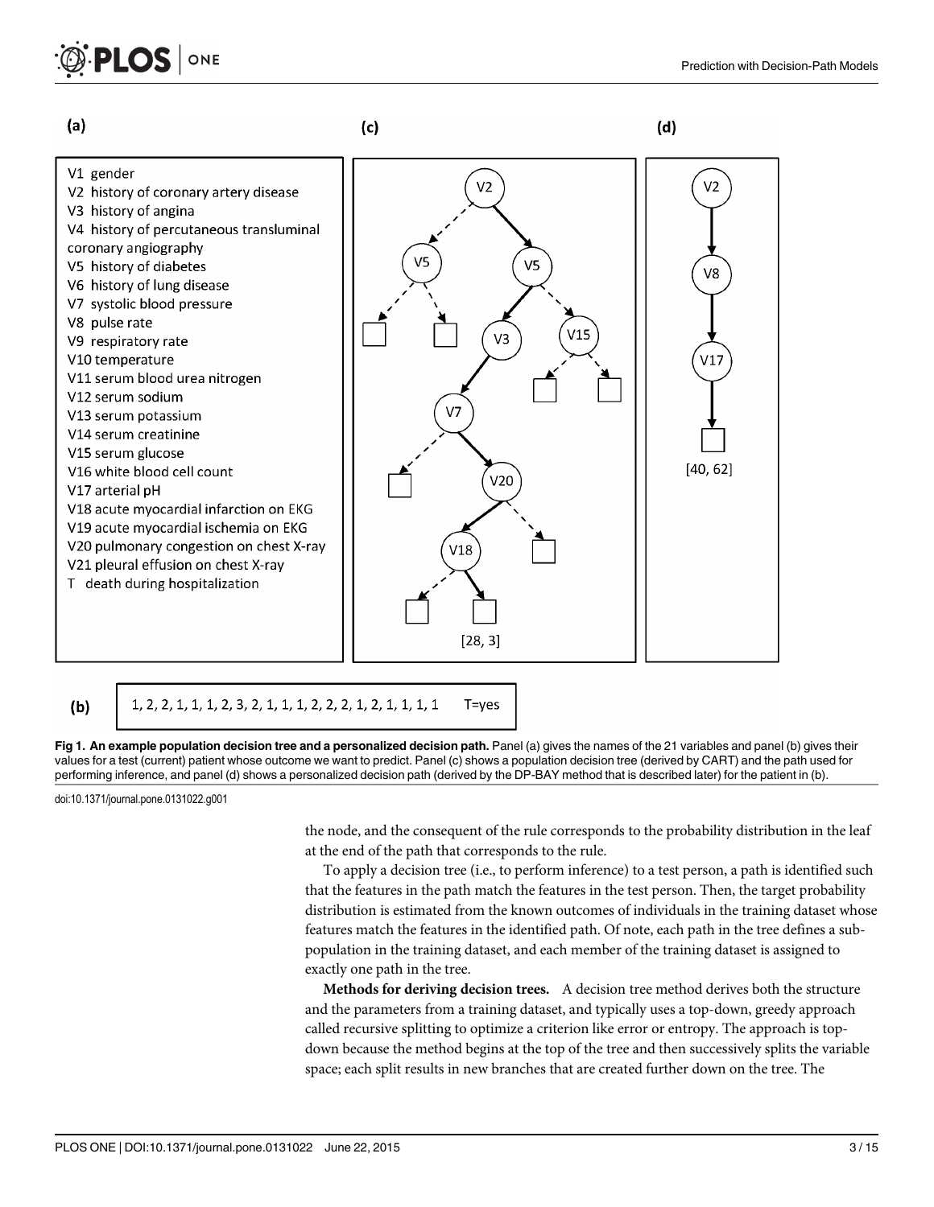(a)

V1 gender
V2 history of coronary artery disease
V3 history of angina
V4 history of percutaneous transluminal coronary angiography
V5 history of diabetes
V6 history of lung disease
V7 systolic blood pressure
V8 pulse rate
V9 respiratory rate
V10 temperature
V11 serum blood urea nitrogen
V12 serum sodium
V13 serum potassium
V14 serum creatinine
V15 serum glucose
V16 white blood cell count
V17 arterial pH
V18 acute myocardial infarction on EKG
V19 acute myocardial ischemia on EKG
V20 pulmonary congestion on chest X-ray
V21 pleural effusion on chest X-ray
T death during hospitalization

(b)

1, 2, 2, 1, 1, 1, 2, 3, 2, 1, 1, 1, 2, 2, 2, 1, 2, 1, 1, 1, 1 T=yes

(c) [28, 3]

(d) [40, 62]

**Fig 1. An example population decision tree and a personalized decision path.** Panel (a) gives the names of the 21 variables and panel (b) gives their values for a test (current) patient whose outcome we want to predict. Panel (c) shows a population decision tree (derived by CART) and the path used for performing inference, and panel (d) shows a personalized decision path (derived by the DP-BAY method that is described later) for the patient in (b).

doi:10.1371/journal.pone.0131022.g001

the node, and the consequent of the rule corresponds to the probability distribution in the leaf at the end of the path that corresponds to the rule.

To apply a decision tree (i.e., to perform inference) to a test person, a path is identified such that the features in the path match the features in the test person. Then, the target probability distribution is estimated from the known outcomes of individuals in the training dataset whose features match the features in the identified path. Of note, each path in the tree defines a sub-population in the training dataset, and each member of the training dataset is assigned to exactly one path in the tree.

**Methods for deriving decision trees.** A decision tree method derives both the structure and the parameters from a training dataset, and typically uses a top-down, greedy approach called recursive splitting to optimize a criterion like error or entropy. The approach is top-down because the method begins at the top of the tree and then successively splits the variable space; each split results in new branches that are created further down on the tree. The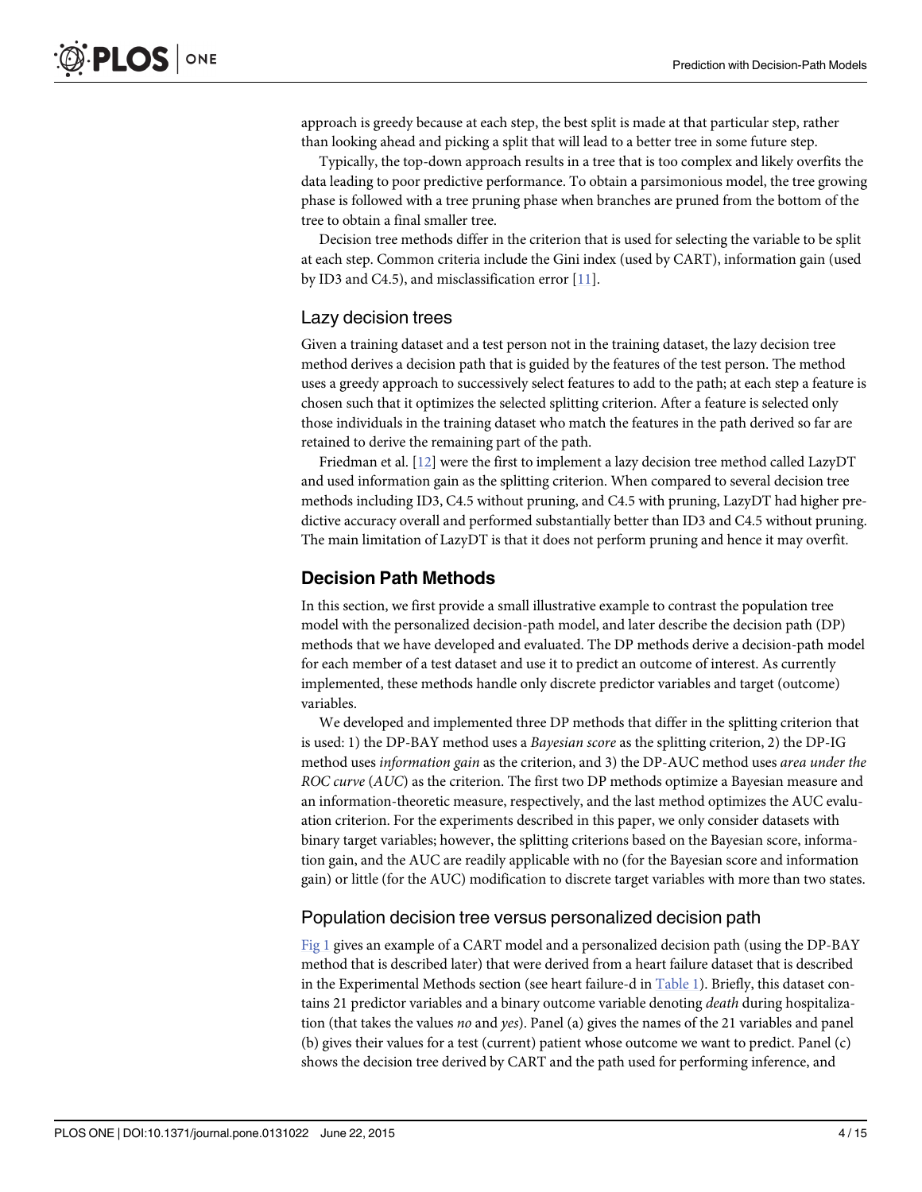approach is greedy because at each step, the best split is made at that particular step, rather than looking ahead and picking a split that will lead to a better tree in some future step.

Typically, the top-down approach results in a tree that is too complex and likely overfits the data leading to poor predictive performance. To obtain a parsimonious model, the tree growing phase is followed with a tree pruning phase when branches are pruned from the bottom of the tree to obtain a final smaller tree.

Decision tree methods differ in the criterion that is used for selecting the variable to be split at each step. Common criteria include the Gini index (used by CART), information gain (used by ID3 and C4.5), and misclassification error [11].

### Lazy decision trees

Given a training dataset and a test person not in the training dataset, the lazy decision tree method derives a decision path that is guided by the features of the test person. The method uses a greedy approach to successively select features to add to the path; at each step a feature is chosen such that it optimizes the selected splitting criterion. After a feature is selected only those individuals in the training dataset who match the features in the path derived so far are retained to derive the remaining part of the path.

Friedman et al. [12] were the first to implement a lazy decision tree method called LazyDT and used information gain as the splitting criterion. When compared to several decision tree methods including ID3, C4.5 without pruning, and C4.5 with pruning, LazyDT had higher predictive accuracy overall and performed substantially better than ID3 and C4.5 without pruning. The main limitation of LazyDT is that it does not perform pruning and hence it may overfit.

## Decision Path Methods

In this section, we first provide a small illustrative example to contrast the population tree model with the personalized decision-path model, and later describe the decision path (DP) methods that we have developed and evaluated. The DP methods derive a decision-path model for each member of a test dataset and use it to predict an outcome of interest. As currently implemented, these methods handle only discrete predictor variables and target (outcome) variables.

We developed and implemented three DP methods that differ in the splitting criterion that is used: 1) the DP-BAY method uses a *Bayesian score* as the splitting criterion, 2) the DP-IG method uses *information gain* as the criterion, and 3) the DP-AUC method uses *area under the ROC curve* (*AUC*) as the criterion. The first two DP methods optimize a Bayesian measure and an information-theoretic measure, respectively, and the last method optimizes the AUC evaluation criterion. For the experiments described in this paper, we only consider datasets with binary target variables; however, the splitting criterions based on the Bayesian score, information gain, and the AUC are readily applicable with no (for the Bayesian score and information gain) or little (for the AUC) modification to discrete target variables with more than two states.

### Population decision tree versus personalized decision path

Fig 1 gives an example of a CART model and a personalized decision path (using the DP-BAY method that is described later) that were derived from a heart failure dataset that is described in the Experimental Methods section (see heart failure-d in Table 1). Briefly, this dataset contains 21 predictor variables and a binary outcome variable denoting *death* during hospitalization (that takes the values *no* and *yes*). Panel (a) gives the names of the 21 variables and panel (b) gives their values for a test (current) patient whose outcome we want to predict. Panel (c) shows the decision tree derived by CART and the path used for performing inference, and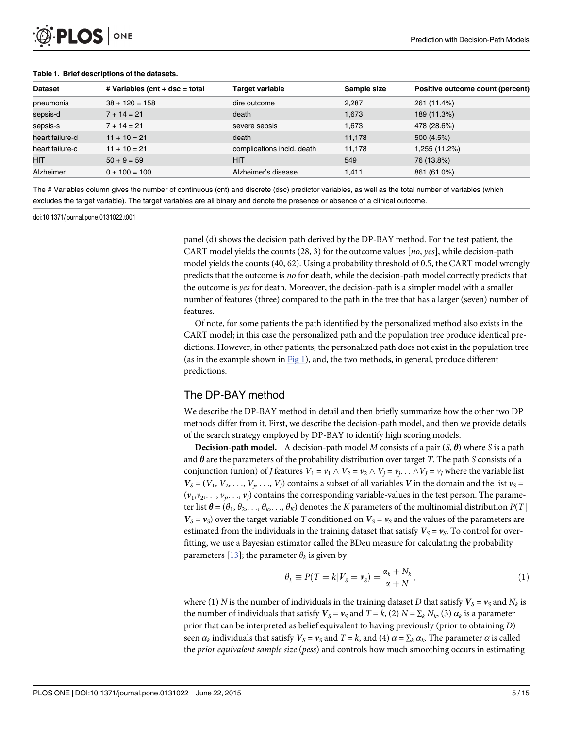**Table 1. Brief descriptions of the datasets.**

| Dataset | # Variables (cnt + dsc = total | Target variable | Sample size | Positive outcome count (percent) |
|---|---|---|---|---|
| pneumonia | 38 + 120 = 158 | dire outcome | 2,287 | 261 (11.4%) |
| sepsis-d | 7 + 14 = 21 | death | 1,673 | 189 (11.3%) |
| sepsis-s | 7 + 14 = 21 | severe sepsis | 1,673 | 478 (28.6%) |
| heart failure-d | 11 + 10 = 21 | death | 11,178 | 500 (4.5%) |
| heart failure-c | 11 + 10 = 21 | complications incld. death | 11,178 | 1,255 (11.2%) |
| HIT | 50 + 9 = 59 | HIT | 549 | 76 (13.8%) |
| Alzheimer | 0 + 100 = 100 | Alzheimer's disease | 1,411 | 861 (61.0%) |

The # Variables column gives the number of continuous (cnt) and discrete (dsc) predictor variables, as well as the total number of variables (which excludes the target variable). The target variables are all binary and denote the presence or absence of a clinical outcome.

doi:10.1371/journal.pone.0131022.t001

panel (d) shows the decision path derived by the DP-BAY method. For the test patient, the CART model yields the counts (28, 3) for the outcome values [*no*, *yes*], while decision-path model yields the counts (40, 62). Using a probability threshold of 0.5, the CART model wrongly predicts that the outcome is *no* for death, while the decision-path model correctly predicts that the outcome is *yes* for death. Moreover, the decision-path is a simpler model with a smaller number of features (three) compared to the path in the tree that has a larger (seven) number of features.

Of note, for some patients the path identified by the personalized method also exists in the CART model; in this case the personalized path and the population tree produce identical predictions. However, in other patients, the personalized path does not exist in the population tree (as in the example shown in Fig 1), and, the two methods, in general, produce different predictions.

## The DP-BAY method

We describe the DP-BAY method in detail and then briefly summarize how the other two DP methods differ from it. First, we describe the decision-path model, and then we provide details of the search strategy employed by DP-BAY to identify high scoring models.

**Decision-path model.** A decision-path model $M$ consists of a pair $(S, \boldsymbol{\theta})$ where $S$ is a path and $\boldsymbol{\theta}$ are the parameters of the probability distribution over target $T$. The path $S$ consists of a conjunction (union) of $J$ features $V_1 = v_1 \wedge V_2 = v_2 \wedge V_j = v_j \ldots \wedge V_J = v_J$ where the variable list $\boldsymbol{V}_S = (V_1, V_2, \ldots, V_j, \ldots, V_J)$ contains a subset of all variables $\boldsymbol{V}$ in the domain and the list $\boldsymbol{v}_S = (v_1, v_2, \ldots, v_j, \ldots, v_J)$ contains the corresponding variable-values in the test person. The parameter list $\boldsymbol{\theta} = (\theta_1, \theta_2, \ldots, \theta_k, \ldots, \theta_K)$ denotes the $K$ parameters of the multinomial distribution $P(T \mid \boldsymbol{V}_S = \boldsymbol{v}_S)$ over the target variable $T$ conditioned on $\boldsymbol{V}_S = \boldsymbol{v}_S$ and the values of the parameters are estimated from the individuals in the training dataset that satisfy $\boldsymbol{V}_S = \boldsymbol{v}_S$. To control for over-fitting, we use a Bayesian estimator called the BDeu measure for calculating the probability parameters [13]; the parameter $\theta_k$ is given by

$$\theta_k \equiv P(T = k \mid \boldsymbol{V}_S = \boldsymbol{v}_S) = \frac{\alpha_k + N_k}{\alpha + N}, \tag{1}$$

where (1) $N$ is the number of individuals in the training dataset $D$ that satisfy $\boldsymbol{V}_S = \boldsymbol{v}_S$ and $N_k$ is the number of individuals that satisfy $\boldsymbol{V}_S = \boldsymbol{v}_S$ and $T = k$, (2) $N = \sum_k N_k$, (3) $\alpha_k$ is a parameter prior that can be interpreted as belief equivalent to having previously (prior to obtaining $D$) seen $\alpha_k$ individuals that satisfy $\boldsymbol{V}_S = \boldsymbol{v}_S$ and $T = k$, and (4) $\alpha = \sum_k \alpha_k$. The parameter $\alpha$ is called the *prior equivalent sample size* (*pess*) and controls how much smoothing occurs in estimating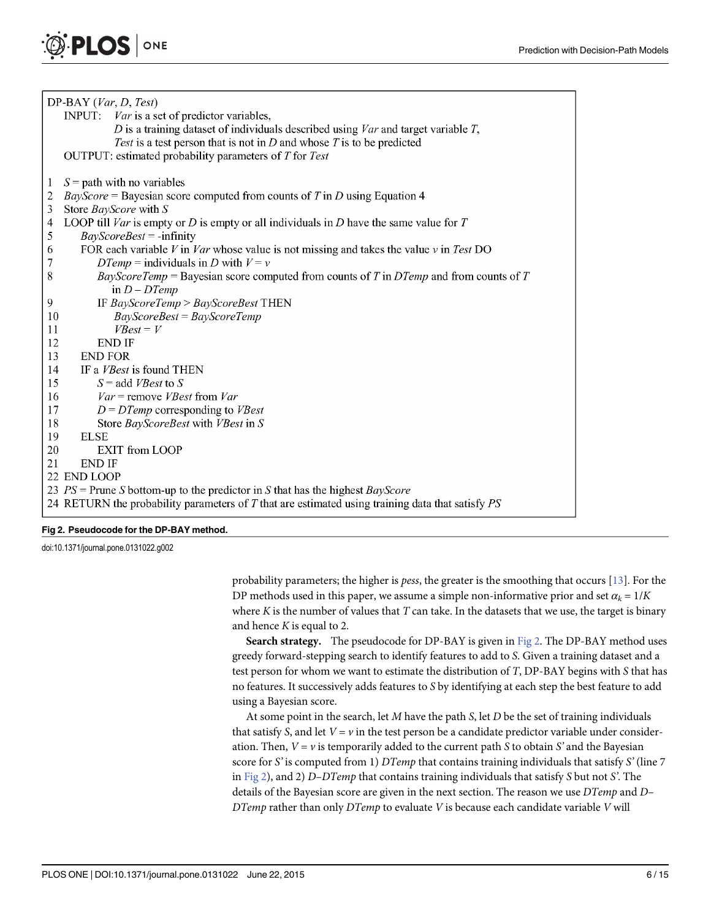```
DP-BAY (Var, D, Test)
    INPUT:  Var is a set of predictor variables,
            D is a training dataset of individuals described using Var and target variable T,
            Test is a test person that is not in D and whose T is to be predicted
    OUTPUT: estimated probability parameters of T for Test

1  S = path with no variables
2  BayScore = Bayesian score computed from counts of T in D using Equation 4
3  Store BayScore with S
4  LOOP till Var is empty or D is empty or all individuals in D have the same value for T
5      BayScoreBest = -infinity
6      FOR each variable V in Var whose value is not missing and takes the value v in Test DO
7          DTemp = individuals in D with V = v
8          BayScoreTemp = Bayesian score computed from counts of T in DTemp and from counts of T
            in D – DTemp
9          IF BayScoreTemp > BayScoreBest THEN
10             BayScoreBest = BayScoreTemp
11             VBest = V
12         END IF
13     END FOR
14     IF a VBest is found THEN
15         S = add VBest to S
16         Var = remove VBest from Var
17         D = DTemp corresponding to VBest
18         Store BayScoreBest with VBest in S
19     ELSE
20         EXIT from LOOP
21     END IF
22 END LOOP
23 PS = Prune S bottom-up to the predictor in S that has the highest BayScore
24 RETURN the probability parameters of T that are estimated using training data that satisfy PS
```

**Fig 2. Pseudocode for the DP-BAY method.**

doi:10.1371/journal.pone.0131022.g002

probability parameters; the higher is *pess*, the greater is the smoothing that occurs [13]. For the DP methods used in this paper, we assume a simple non-informative prior and set $\alpha_k = 1/K$ where $K$ is the number of values that $T$ can take. In the datasets that we use, the target is binary and hence $K$ is equal to 2.

**Search strategy.** The pseudocode for DP-BAY is given in Fig 2. The DP-BAY method uses greedy forward-stepping search to identify features to add to $S$. Given a training dataset and a test person for whom we want to estimate the distribution of $T$, DP-BAY begins with $S$ that has no features. It successively adds features to $S$ by identifying at each step the best feature to add using a Bayesian score.

At some point in the search, let $M$ have the path $S$, let $D$ be the set of training individuals that satisfy $S$, and let $V = v$ in the test person be a candidate predictor variable under consideration. Then, $V = v$ is temporarily added to the current path $S$ to obtain $S'$ and the Bayesian score for $S'$ is computed from 1) *DTemp* that contains training individuals that satisfy $S'$ (line 7 in Fig 2), and 2) *D–DTemp* that contains training individuals that satisfy $S$ but not $S'$. The details of the Bayesian score are given in the next section. The reason we use *DTemp* and *D–DTemp* rather than only *DTemp* to evaluate $V$ is because each candidate variable $V$ will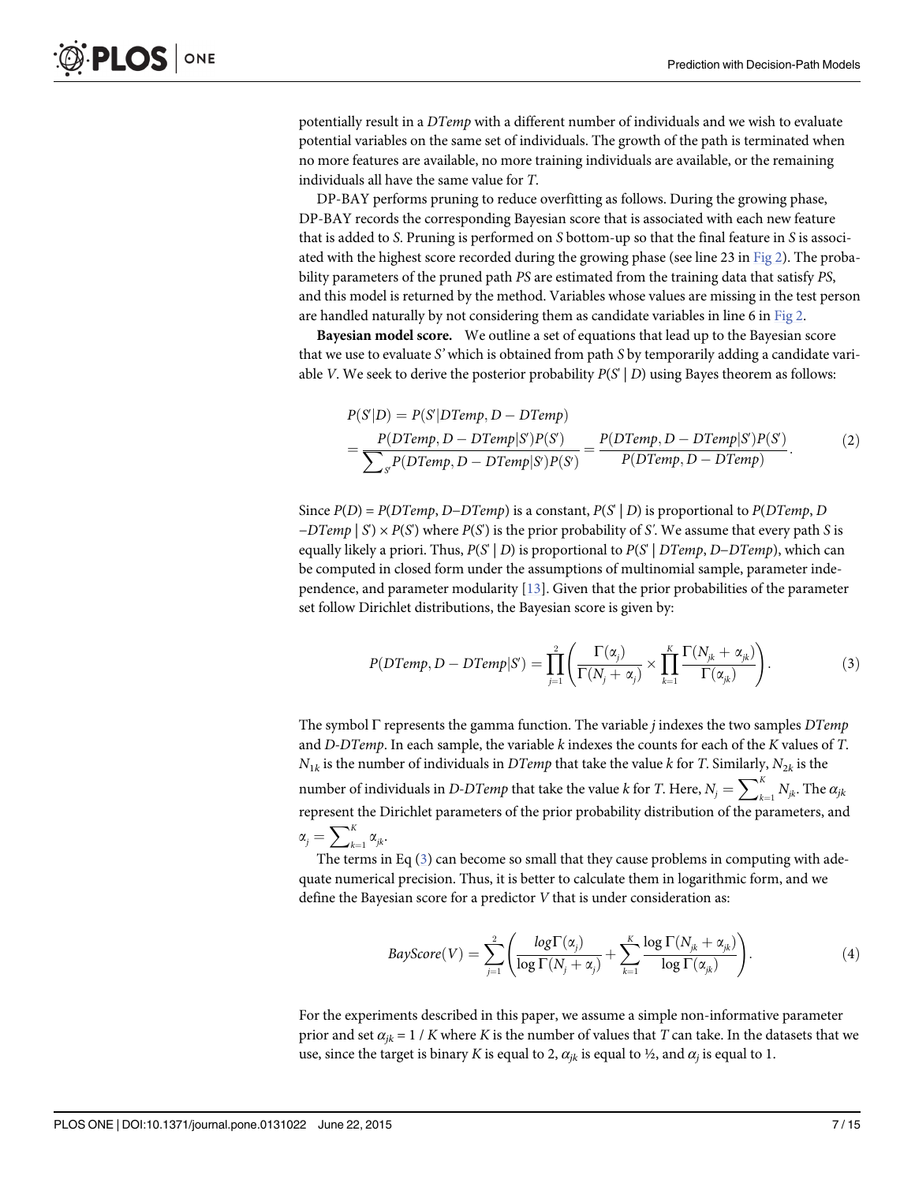potentially result in a *DTemp* with a different number of individuals and we wish to evaluate potential variables on the same set of individuals. The growth of the path is terminated when no more features are available, no more training individuals are available, or the remaining individuals all have the same value for *T*.

DP-BAY performs pruning to reduce overfitting as follows. During the growing phase, DP-BAY records the corresponding Bayesian score that is associated with each new feature that is added to *S*. Pruning is performed on *S* bottom-up so that the final feature in *S* is associated with the highest score recorded during the growing phase (see line 23 in Fig 2). The probability parameters of the pruned path *PS* are estimated from the training data that satisfy *PS*, and this model is returned by the method. Variables whose values are missing in the test person are handled naturally by not considering them as candidate variables in line 6 in Fig 2.

**Bayesian model score.** We outline a set of equations that lead up to the Bayesian score that we use to evaluate *S'* which is obtained from path *S* by temporarily adding a candidate variable *V*. We seek to derive the posterior probability $P(S' \mid D)$ using Bayes theorem as follows:

$$
\begin{aligned}
P(S'|D) &= P(S'|DTemp, D - DTemp) \\
&= \frac{P(DTemp, D - DTemp|S')P(S')}{\sum_{S'} P(DTemp, D - DTemp|S')P(S')} = \frac{P(DTemp, D - DTemp|S')P(S')}{P(DTemp, D - DTemp)}.
\end{aligned} \tag{2}
$$

Since $P(D) = P(DTemp, D\text{–}DTemp)$ is a constant, $P(S' \mid D)$ is proportional to $P(DTemp, D - DTemp \mid S') \times P(S')$ where $P(S')$ is the prior probability of $S'$. We assume that every path *S* is equally likely a priori. Thus, $P(S' \mid D)$ is proportional to $P(S' \mid DTemp, D\text{–}DTemp)$, which can be computed in closed form under the assumptions of multinomial sample, parameter independence, and parameter modularity [13]. Given that the prior probabilities of the parameter set follow Dirichlet distributions, the Bayesian score is given by:

$$
P(DTemp, D - DTemp|S') = \prod_{j=1}^{2} \left( \frac{\Gamma(\alpha_j)}{\Gamma(N_j + \alpha_j)} \times \prod_{k=1}^{K} \frac{\Gamma(N_{jk} + \alpha_{jk})}{\Gamma(\alpha_{jk})} \right). \tag{3}
$$

The symbol $\Gamma$ represents the gamma function. The variable *j* indexes the two samples *DTemp* and *D-DTemp*. In each sample, the variable *k* indexes the counts for each of the *K* values of *T*. $N_{1k}$ is the number of individuals in *DTemp* that take the value *k* for *T*. Similarly, $N_{2k}$ is the number of individuals in *D-DTemp* that take the value *k* for *T*. Here, $N_j = \sum_{k=1}^{K} N_{jk}$. The $\alpha_{jk}$ represent the Dirichlet parameters of the prior probability distribution of the parameters, and $\alpha_j = \sum_{k=1}^{K} \alpha_{jk}$.

The terms in Eq (3) can become so small that they cause problems in computing with adequate numerical precision. Thus, it is better to calculate them in logarithmic form, and we define the Bayesian score for a predictor *V* that is under consideration as:

$$
BayScore(V) = \sum_{j=1}^{2} \left( \frac{log\Gamma(\alpha_j)}{\log \Gamma(N_j + \alpha_j)} + \sum_{k=1}^{K} \frac{\log \Gamma(N_{jk} + \alpha_{jk})}{\log \Gamma(\alpha_{jk})} \right). \tag{4}
$$

For the experiments described in this paper, we assume a simple non-informative parameter prior and set $\alpha_{jk} = 1 / K$ where *K* is the number of values that *T* can take. In the datasets that we use, since the target is binary *K* is equal to 2, $\alpha_{jk}$ is equal to ½, and $\alpha_j$ is equal to 1.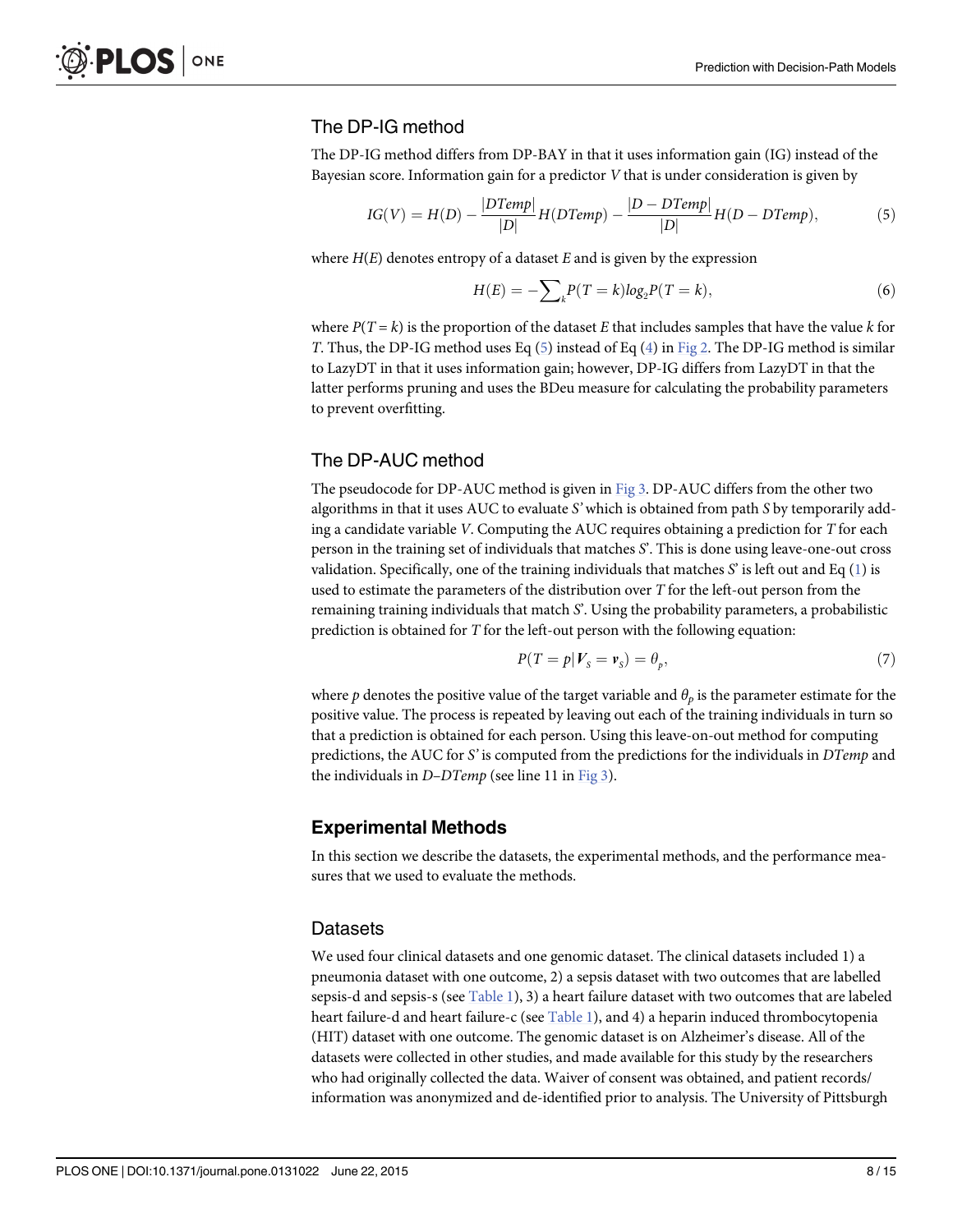### The DP-IG method

The DP-IG method differs from DP-BAY in that it uses information gain (IG) instead of the Bayesian score. Information gain for a predictor $V$ that is under consideration is given by

$$IG(V) = H(D) - \frac{|DTemp|}{|D|}H(DTemp) - \frac{|D - DTemp|}{|D|}H(D - DTemp), \tag{5}$$

where $H(E)$ denotes entropy of a dataset $E$ and is given by the expression

$$H(E) = -\sum_{k} P(T = k) log_2 P(T = k), \tag{6}$$

where $P(T = k)$ is the proportion of the dataset $E$ that includes samples that have the value $k$ for $T$. Thus, the DP-IG method uses Eq (5) instead of Eq (4) in Fig 2. The DP-IG method is similar to LazyDT in that it uses information gain; however, DP-IG differs from LazyDT in that the latter performs pruning and uses the BDeu measure for calculating the probability parameters to prevent overfitting.

### The DP-AUC method

The pseudocode for DP-AUC method is given in Fig 3. DP-AUC differs from the other two algorithms in that it uses AUC to evaluate *S'* which is obtained from path *S* by temporarily adding a candidate variable *V*. Computing the AUC requires obtaining a prediction for *T* for each person in the training set of individuals that matches *S'*. This is done using leave-one-out cross validation. Specifically, one of the training individuals that matches *S'* is left out and Eq (1) is used to estimate the parameters of the distribution over *T* for the left-out person from the remaining training individuals that match *S'*. Using the probability parameters, a probabilistic prediction is obtained for *T* for the left-out person with the following equation:

$$P(T = p | \boldsymbol{V}_S = \boldsymbol{v}_S) = \theta_p, \tag{7}$$

where $p$ denotes the positive value of the target variable and $\theta_p$ is the parameter estimate for the positive value. The process is repeated by leaving out each of the training individuals in turn so that a prediction is obtained for each person. Using this leave-on-out method for computing predictions, the AUC for *S'* is computed from the predictions for the individuals in *DTemp* and the individuals in *D–DTemp* (see line 11 in Fig 3).

## Experimental Methods

In this section we describe the datasets, the experimental methods, and the performance measures that we used to evaluate the methods.

### Datasets

We used four clinical datasets and one genomic dataset. The clinical datasets included 1) a pneumonia dataset with one outcome, 2) a sepsis dataset with two outcomes that are labelled sepsis-d and sepsis-s (see Table 1), 3) a heart failure dataset with two outcomes that are labeled heart failure-d and heart failure-c (see Table 1), and 4) a heparin induced thrombocytopenia (HIT) dataset with one outcome. The genomic dataset is on Alzheimer's disease. All of the datasets were collected in other studies, and made available for this study by the researchers who had originally collected the data. Waiver of consent was obtained, and patient records/information was anonymized and de-identified prior to analysis. The University of Pittsburgh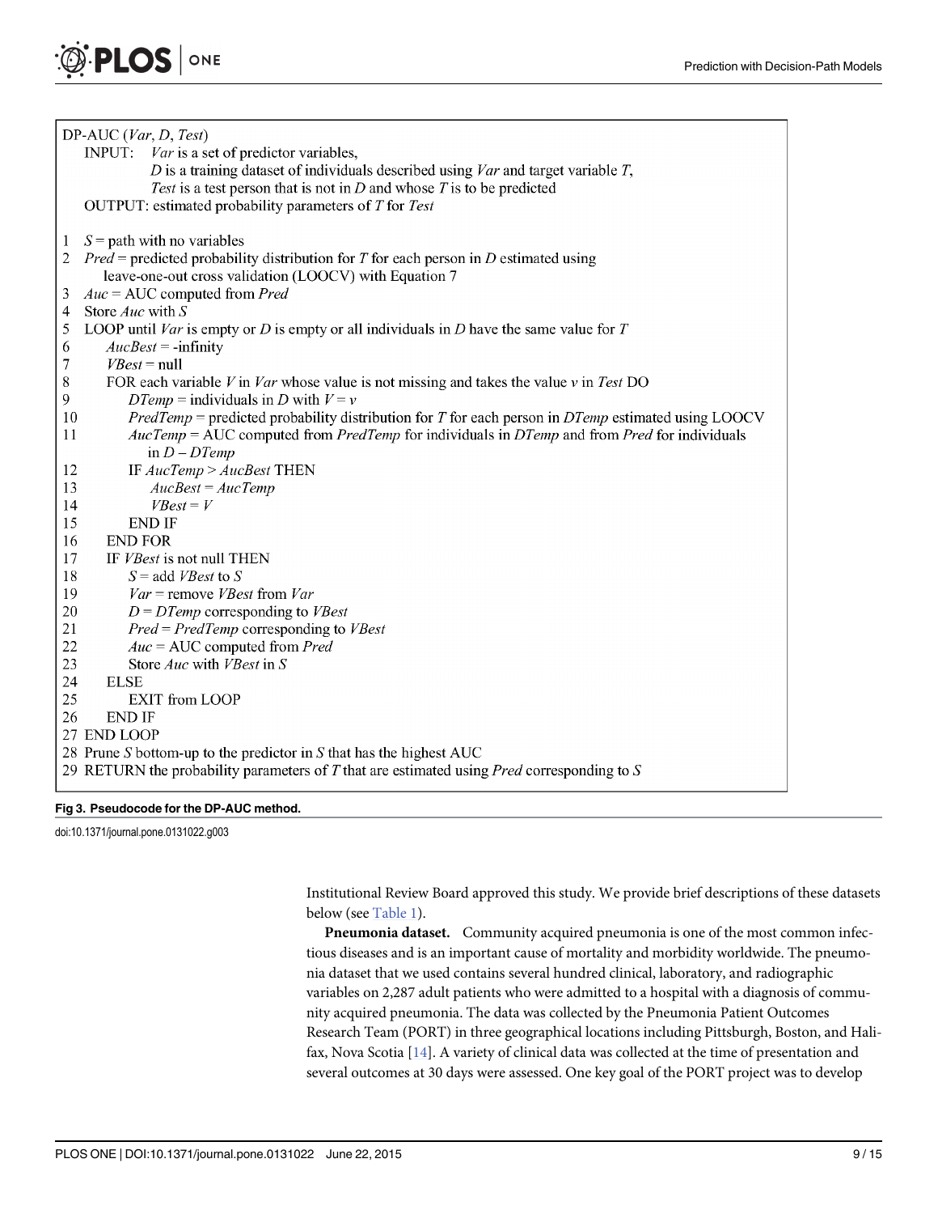```
DP-AUC (Var, D, Test)
    INPUT:  Var is a set of predictor variables,
            D is a training dataset of individuals described using Var and target variable T,
            Test is a test person that is not in D and whose T is to be predicted
    OUTPUT: estimated probability parameters of T for Test

1   S = path with no variables
2   Pred = predicted probability distribution for T for each person in D estimated using
        leave-one-out cross validation (LOOCV) with Equation 7
3   Auc = AUC computed from Pred
4   Store Auc with S
5   LOOP until Var is empty or D is empty or all individuals in D have the same value for T
6       AucBest = -infinity
7       VBest = null
8       FOR each variable V in Var whose value is not missing and takes the value v in Test DO
9           DTemp = individuals in D with V = v
10          PredTemp = predicted probability distribution for T for each person in DTemp estimated using LOOCV
11          AucTemp = AUC computed from PredTemp for individuals in DTemp and from Pred for individuals
                in D – DTemp
12          IF AucTemp > AucBest THEN
13              AucBest = AucTemp
14              VBest = V
15          END IF
16      END FOR
17      IF VBest is not null THEN
18          S = add VBest to S
19          Var = remove VBest from Var
20          D = DTemp corresponding to VBest
21          Pred = PredTemp corresponding to VBest
22          Auc = AUC computed from Pred
23          Store Auc with VBest in S
24      ELSE
25          EXIT from LOOP
26      END IF
27  END LOOP
28  Prune S bottom-up to the predictor in S that has the highest AUC
29  RETURN the probability parameters of T that are estimated using Pred corresponding to S
```

**Fig 3. Pseudocode for the DP-AUC method.**

doi:10.1371/journal.pone.0131022.g003

Institutional Review Board approved this study. We provide brief descriptions of these datasets below (see Table 1).

**Pneumonia dataset.** Community acquired pneumonia is one of the most common infectious diseases and is an important cause of mortality and morbidity worldwide. The pneumonia dataset that we used contains several hundred clinical, laboratory, and radiographic variables on 2,287 adult patients who were admitted to a hospital with a diagnosis of community acquired pneumonia. The data was collected by the Pneumonia Patient Outcomes Research Team (PORT) in three geographical locations including Pittsburgh, Boston, and Halifax, Nova Scotia [14]. A variety of clinical data was collected at the time of presentation and several outcomes at 30 days were assessed. One key goal of the PORT project was to develop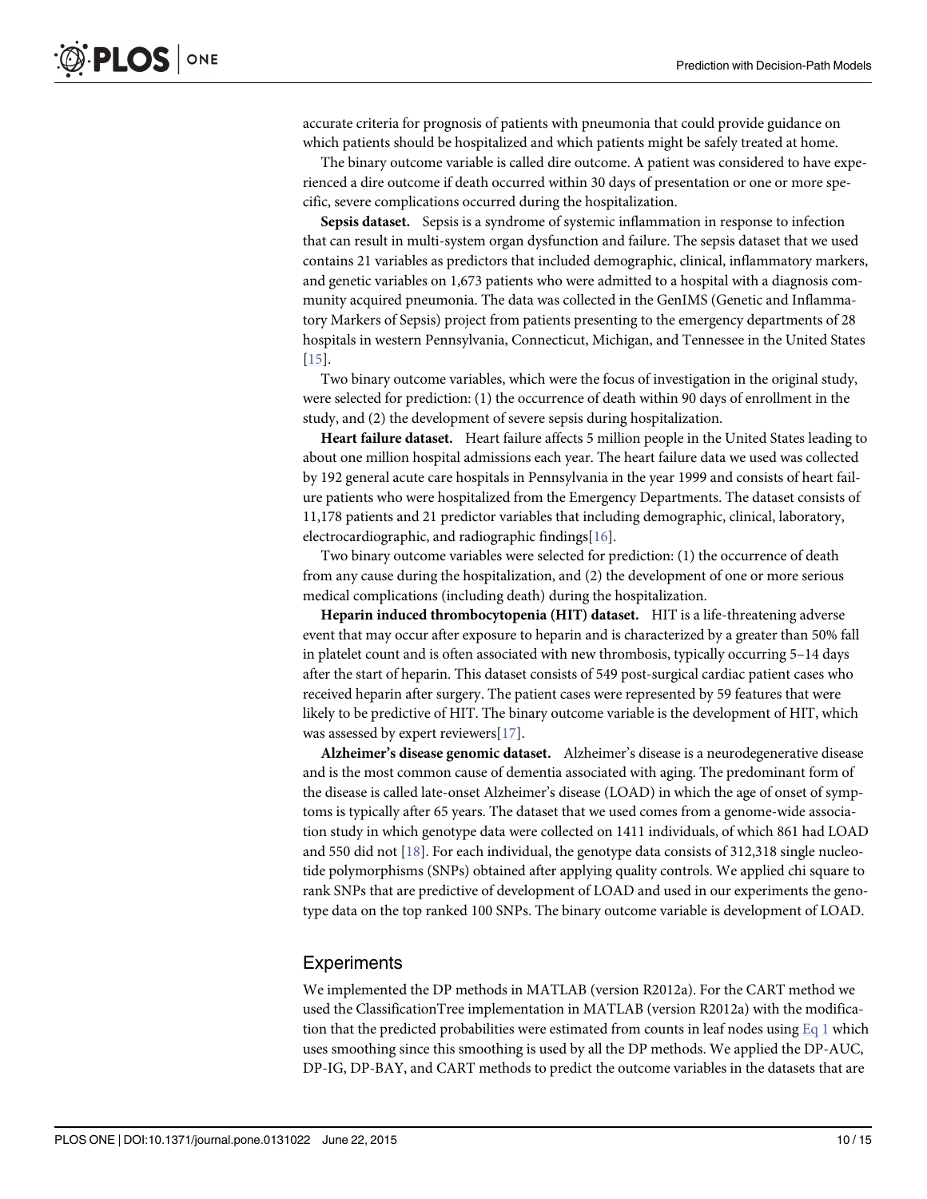accurate criteria for prognosis of patients with pneumonia that could provide guidance on which patients should be hospitalized and which patients might be safely treated at home.

The binary outcome variable is called dire outcome. A patient was considered to have experienced a dire outcome if death occurred within 30 days of presentation or one or more specific, severe complications occurred during the hospitalization.

**Sepsis dataset.** Sepsis is a syndrome of systemic inflammation in response to infection that can result in multi-system organ dysfunction and failure. The sepsis dataset that we used contains 21 variables as predictors that included demographic, clinical, inflammatory markers, and genetic variables on 1,673 patients who were admitted to a hospital with a diagnosis community acquired pneumonia. The data was collected in the GenIMS (Genetic and Inflammatory Markers of Sepsis) project from patients presenting to the emergency departments of 28 hospitals in western Pennsylvania, Connecticut, Michigan, and Tennessee in the United States [15].

Two binary outcome variables, which were the focus of investigation in the original study, were selected for prediction: (1) the occurrence of death within 90 days of enrollment in the study, and (2) the development of severe sepsis during hospitalization.

**Heart failure dataset.** Heart failure affects 5 million people in the United States leading to about one million hospital admissions each year. The heart failure data we used was collected by 192 general acute care hospitals in Pennsylvania in the year 1999 and consists of heart failure patients who were hospitalized from the Emergency Departments. The dataset consists of 11,178 patients and 21 predictor variables that including demographic, clinical, laboratory, electrocardiographic, and radiographic findings[16].

Two binary outcome variables were selected for prediction: (1) the occurrence of death from any cause during the hospitalization, and (2) the development of one or more serious medical complications (including death) during the hospitalization.

**Heparin induced thrombocytopenia (HIT) dataset.** HIT is a life-threatening adverse event that may occur after exposure to heparin and is characterized by a greater than 50% fall in platelet count and is often associated with new thrombosis, typically occurring 5–14 days after the start of heparin. This dataset consists of 549 post-surgical cardiac patient cases who received heparin after surgery. The patient cases were represented by 59 features that were likely to be predictive of HIT. The binary outcome variable is the development of HIT, which was assessed by expert reviewers[17].

**Alzheimer's disease genomic dataset.** Alzheimer's disease is a neurodegenerative disease and is the most common cause of dementia associated with aging. The predominant form of the disease is called late-onset Alzheimer's disease (LOAD) in which the age of onset of symptoms is typically after 65 years. The dataset that we used comes from a genome-wide association study in which genotype data were collected on 1411 individuals, of which 861 had LOAD and 550 did not [18]. For each individual, the genotype data consists of 312,318 single nucleotide polymorphisms (SNPs) obtained after applying quality controls. We applied chi square to rank SNPs that are predictive of development of LOAD and used in our experiments the genotype data on the top ranked 100 SNPs. The binary outcome variable is development of LOAD.

## Experiments

We implemented the DP methods in MATLAB (version R2012a). For the CART method we used the ClassificationTree implementation in MATLAB (version R2012a) with the modification that the predicted probabilities were estimated from counts in leaf nodes using Eq 1 which uses smoothing since this smoothing is used by all the DP methods. We applied the DP-AUC, DP-IG, DP-BAY, and CART methods to predict the outcome variables in the datasets that are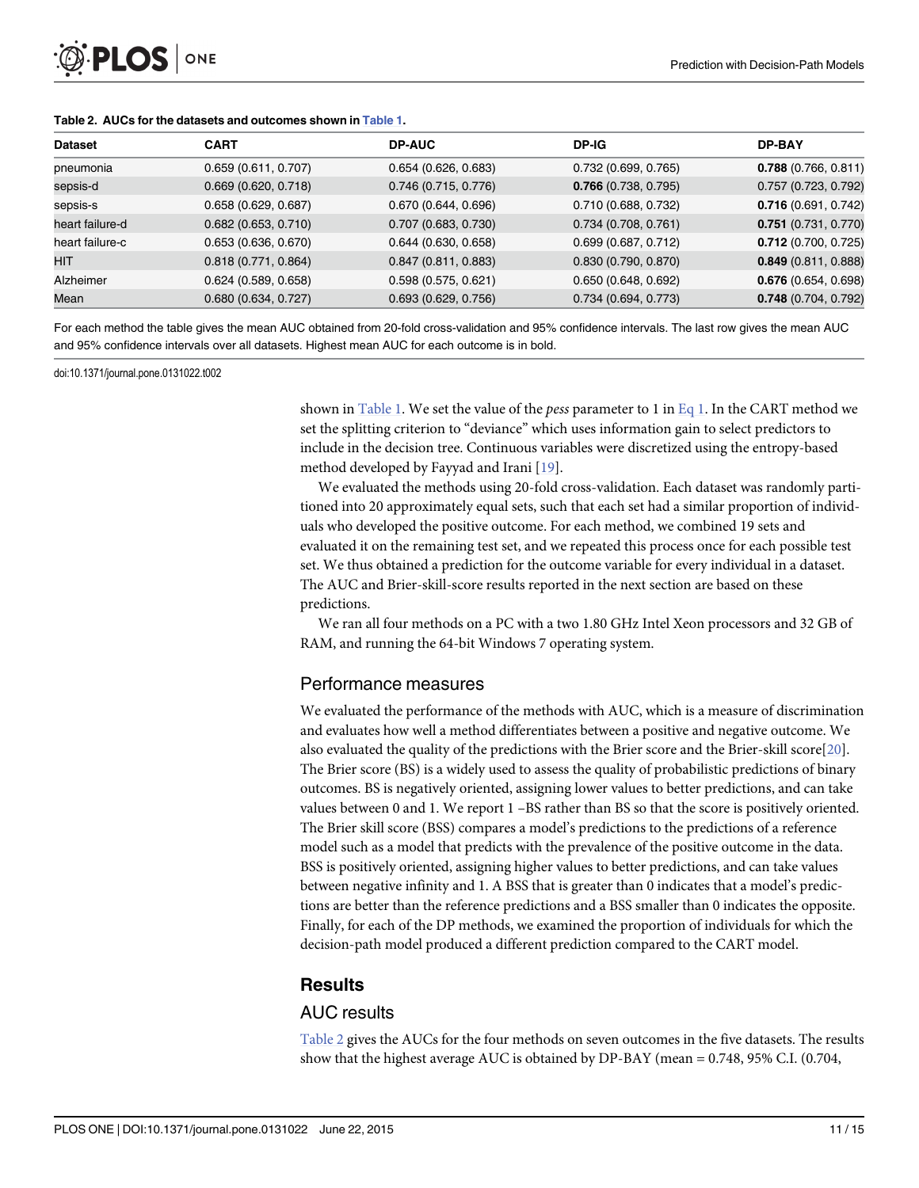**Table 2. AUCs for the datasets and outcomes shown in Table 1.**

| Dataset | CART | DP-AUC | DP-IG | DP-BAY |
|---|---|---|---|---|
| pneumonia | 0.659 (0.611, 0.707) | 0.654 (0.626, 0.683) | 0.732 (0.699, 0.765) | **0.788** (0.766, 0.811) |
| sepsis-d | 0.669 (0.620, 0.718) | 0.746 (0.715, 0.776) | **0.766** (0.738, 0.795) | 0.757 (0.723, 0.792) |
| sepsis-s | 0.658 (0.629, 0.687) | 0.670 (0.644, 0.696) | 0.710 (0.688, 0.732) | **0.716** (0.691, 0.742) |
| heart failure-d | 0.682 (0.653, 0.710) | 0.707 (0.683, 0.730) | 0.734 (0.708, 0.761) | **0.751** (0.731, 0.770) |
| heart failure-c | 0.653 (0.636, 0.670) | 0.644 (0.630, 0.658) | 0.699 (0.687, 0.712) | **0.712** (0.700, 0.725) |
| HIT | 0.818 (0.771, 0.864) | 0.847 (0.811, 0.883) | 0.830 (0.790, 0.870) | **0.849** (0.811, 0.888) |
| Alzheimer | 0.624 (0.589, 0.658) | 0.598 (0.575, 0.621) | 0.650 (0.648, 0.692) | **0.676** (0.654, 0.698) |
| Mean | 0.680 (0.634, 0.727) | 0.693 (0.629, 0.756) | 0.734 (0.694, 0.773) | **0.748** (0.704, 0.792) |

For each method the table gives the mean AUC obtained from 20-fold cross-validation and 95% confidence intervals. The last row gives the mean AUC and 95% confidence intervals over all datasets. Highest mean AUC for each outcome is in bold.

doi:10.1371/journal.pone.0131022.t002

shown in Table 1. We set the value of the *pess* parameter to 1 in Eq 1. In the CART method we set the splitting criterion to "deviance" which uses information gain to select predictors to include in the decision tree. Continuous variables were discretized using the entropy-based method developed by Fayyad and Irani [19].

We evaluated the methods using 20-fold cross-validation. Each dataset was randomly partitioned into 20 approximately equal sets, such that each set had a similar proportion of individuals who developed the positive outcome. For each method, we combined 19 sets and evaluated it on the remaining test set, and we repeated this process once for each possible test set. We thus obtained a prediction for the outcome variable for every individual in a dataset. The AUC and Brier-skill-score results reported in the next section are based on these predictions.

We ran all four methods on a PC with a two 1.80 GHz Intel Xeon processors and 32 GB of RAM, and running the 64-bit Windows 7 operating system.

## Performance measures

We evaluated the performance of the methods with AUC, which is a measure of discrimination and evaluates how well a method differentiates between a positive and negative outcome. We also evaluated the quality of the predictions with the Brier score and the Brier-skill score[20]. The Brier score (BS) is a widely used to assess the quality of probabilistic predictions of binary outcomes. BS is negatively oriented, assigning lower values to better predictions, and can take values between 0 and 1. We report 1 –BS rather than BS so that the score is positively oriented. The Brier skill score (BSS) compares a model's predictions to the predictions of a reference model such as a model that predicts with the prevalence of the positive outcome in the data. BSS is positively oriented, assigning higher values to better predictions, and can take values between negative infinity and 1. A BSS that is greater than 0 indicates that a model's predictions are better than the reference predictions and a BSS smaller than 0 indicates the opposite. Finally, for each of the DP methods, we examined the proportion of individuals for which the decision-path model produced a different prediction compared to the CART model.

# Results

## AUC results

Table 2 gives the AUCs for the four methods on seven outcomes in the five datasets. The results show that the highest average AUC is obtained by DP-BAY (mean = 0.748, 95% C.I. (0.704,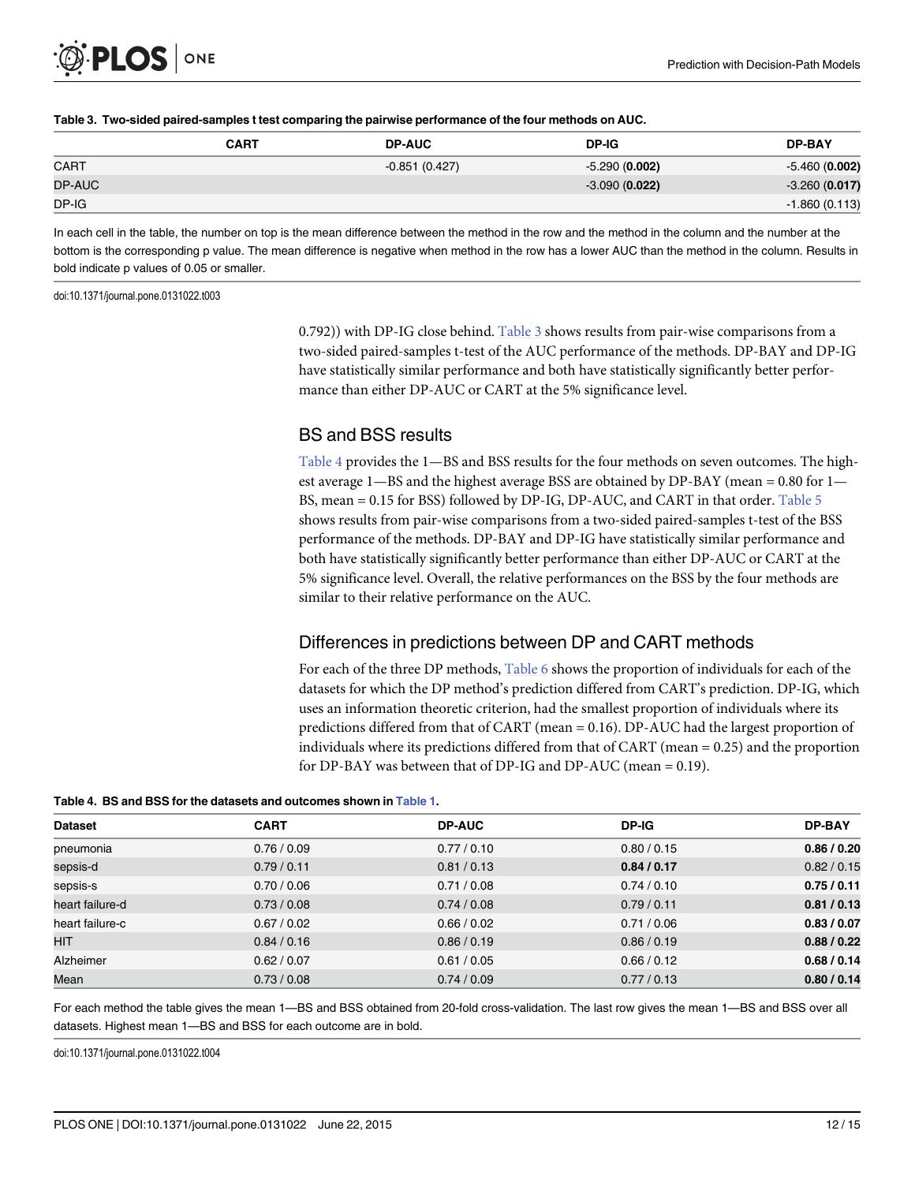**Table 3. Two-sided paired-samples t test comparing the pairwise performance of the four methods on AUC.**

| | CART | DP-AUC | DP-IG | DP-BAY |
|---|---|---|---|---|
| CART | | -0.851 (0.427) | -5.290 (**0.002**) | -5.460 (**0.002**) |
| DP-AUC | | | -3.090 (**0.022**) | -3.260 (**0.017**) |
| DP-IG | | | | -1.860 (0.113) |

In each cell in the table, the number on top is the mean difference between the method in the row and the method in the column and the number at the bottom is the corresponding p value. The mean difference is negative when method in the row has a lower AUC than the method in the column. Results in bold indicate p values of 0.05 or smaller.

doi:10.1371/journal.pone.0131022.t003

0.792)) with DP-IG close behind. Table 3 shows results from pair-wise comparisons from a two-sided paired-samples t-test of the AUC performance of the methods. DP-BAY and DP-IG have statistically similar performance and both have statistically significantly better performance than either DP-AUC or CART at the 5% significance level.

## BS and BSS results

Table 4 provides the 1—BS and BSS results for the four methods on seven outcomes. The highest average 1—BS and the highest average BSS are obtained by DP-BAY (mean = 0.80 for 1—BS, mean = 0.15 for BSS) followed by DP-IG, DP-AUC, and CART in that order. Table 5 shows results from pair-wise comparisons from a two-sided paired-samples t-test of the BSS performance of the methods. DP-BAY and DP-IG have statistically similar performance and both have statistically significantly better performance than either DP-AUC or CART at the 5% significance level. Overall, the relative performances on the BSS by the four methods are similar to their relative performance on the AUC.

## Differences in predictions between DP and CART methods

For each of the three DP methods, Table 6 shows the proportion of individuals for each of the datasets for which the DP method's prediction differed from CART's prediction. DP-IG, which uses an information theoretic criterion, had the smallest proportion of individuals where its predictions differed from that of CART (mean = 0.16). DP-AUC had the largest proportion of individuals where its predictions differed from that of CART (mean = 0.25) and the proportion for DP-BAY was between that of DP-IG and DP-AUC (mean = 0.19).

**Table 4. BS and BSS for the datasets and outcomes shown in Table 1.**

| Dataset | CART | DP-AUC | DP-IG | DP-BAY |
|---|---|---|---|---|
| pneumonia | 0.76 / 0.09 | 0.77 / 0.10 | 0.80 / 0.15 | **0.86 / 0.20** |
| sepsis-d | 0.79 / 0.11 | 0.81 / 0.13 | **0.84 / 0.17** | 0.82 / 0.15 |
| sepsis-s | 0.70 / 0.06 | 0.71 / 0.08 | 0.74 / 0.10 | **0.75 / 0.11** |
| heart failure-d | 0.73 / 0.08 | 0.74 / 0.08 | 0.79 / 0.11 | **0.81 / 0.13** |
| heart failure-c | 0.67 / 0.02 | 0.66 / 0.02 | 0.71 / 0.06 | **0.83 / 0.07** |
| HIT | 0.84 / 0.16 | 0.86 / 0.19 | 0.86 / 0.19 | **0.88 / 0.22** |
| Alzheimer | 0.62 / 0.07 | 0.61 / 0.05 | 0.66 / 0.12 | **0.68 / 0.14** |
| Mean | 0.73 / 0.08 | 0.74 / 0.09 | 0.77 / 0.13 | **0.80 / 0.14** |

For each method the table gives the mean 1—BS and BSS obtained from 20-fold cross-validation. The last row gives the mean 1—BS and BSS over all datasets. Highest mean 1—BS and BSS for each outcome are in bold.

doi:10.1371/journal.pone.0131022.t004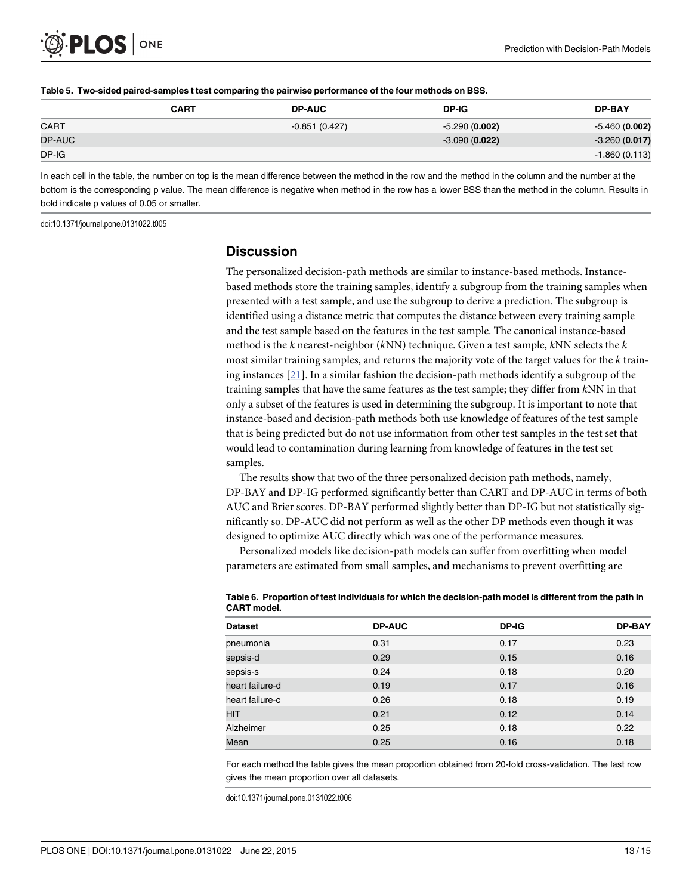**Table 5. Two-sided paired-samples t test comparing the pairwise performance of the four methods on BSS.**

| | CART | DP-AUC | DP-IG | DP-BAY |
|---|---|---|---|---|
| CART | | -0.851 (0.427) | -5.290 (**0.002**) | -5.460 (**0.002**) |
| DP-AUC | | | -3.090 (**0.022**) | -3.260 (**0.017**) |
| DP-IG | | | | -1.860 (0.113) |

In each cell in the table, the number on top is the mean difference between the method in the row and the method in the column and the number at the bottom is the corresponding p value. The mean difference is negative when method in the row has a lower BSS than the method in the column. Results in bold indicate p values of 0.05 or smaller.

doi:10.1371/journal.pone.0131022.t005

## Discussion

The personalized decision-path methods are similar to instance-based methods. Instance-based methods store the training samples, identify a subgroup from the training samples when presented with a test sample, and use the subgroup to derive a prediction. The subgroup is identified using a distance metric that computes the distance between every training sample and the test sample based on the features in the test sample. The canonical instance-based method is the *k* nearest-neighbor (*k*NN) technique. Given a test sample, *k*NN selects the *k* most similar training samples, and returns the majority vote of the target values for the *k* training instances [21]. In a similar fashion the decision-path methods identify a subgroup of the training samples that have the same features as the test sample; they differ from *k*NN in that only a subset of the features is used in determining the subgroup. It is important to note that instance-based and decision-path methods both use knowledge of features of the test sample that is being predicted but do not use information from other test samples in the test set that would lead to contamination during learning from knowledge of features in the test set samples.

The results show that two of the three personalized decision path methods, namely, DP-BAY and DP-IG performed significantly better than CART and DP-AUC in terms of both AUC and Brier scores. DP-BAY performed slightly better than DP-IG but not statistically significantly so. DP-AUC did not perform as well as the other DP methods even though it was designed to optimize AUC directly which was one of the performance measures.

Personalized models like decision-path models can suffer from overfitting when model parameters are estimated from small samples, and mechanisms to prevent overfitting are

**Table 6. Proportion of test individuals for which the decision-path model is different from the path in CART model.**

| Dataset | DP-AUC | DP-IG | DP-BAY |
|---|---|---|---|
| pneumonia | 0.31 | 0.17 | 0.23 |
| sepsis-d | 0.29 | 0.15 | 0.16 |
| sepsis-s | 0.24 | 0.18 | 0.20 |
| heart failure-d | 0.19 | 0.17 | 0.16 |
| heart failure-c | 0.26 | 0.18 | 0.19 |
| HIT | 0.21 | 0.12 | 0.14 |
| Alzheimer | 0.25 | 0.18 | 0.22 |
| Mean | 0.25 | 0.16 | 0.18 |

For each method the table gives the mean proportion obtained from 20-fold cross-validation. The last row gives the mean proportion over all datasets.

doi:10.1371/journal.pone.0131022.t006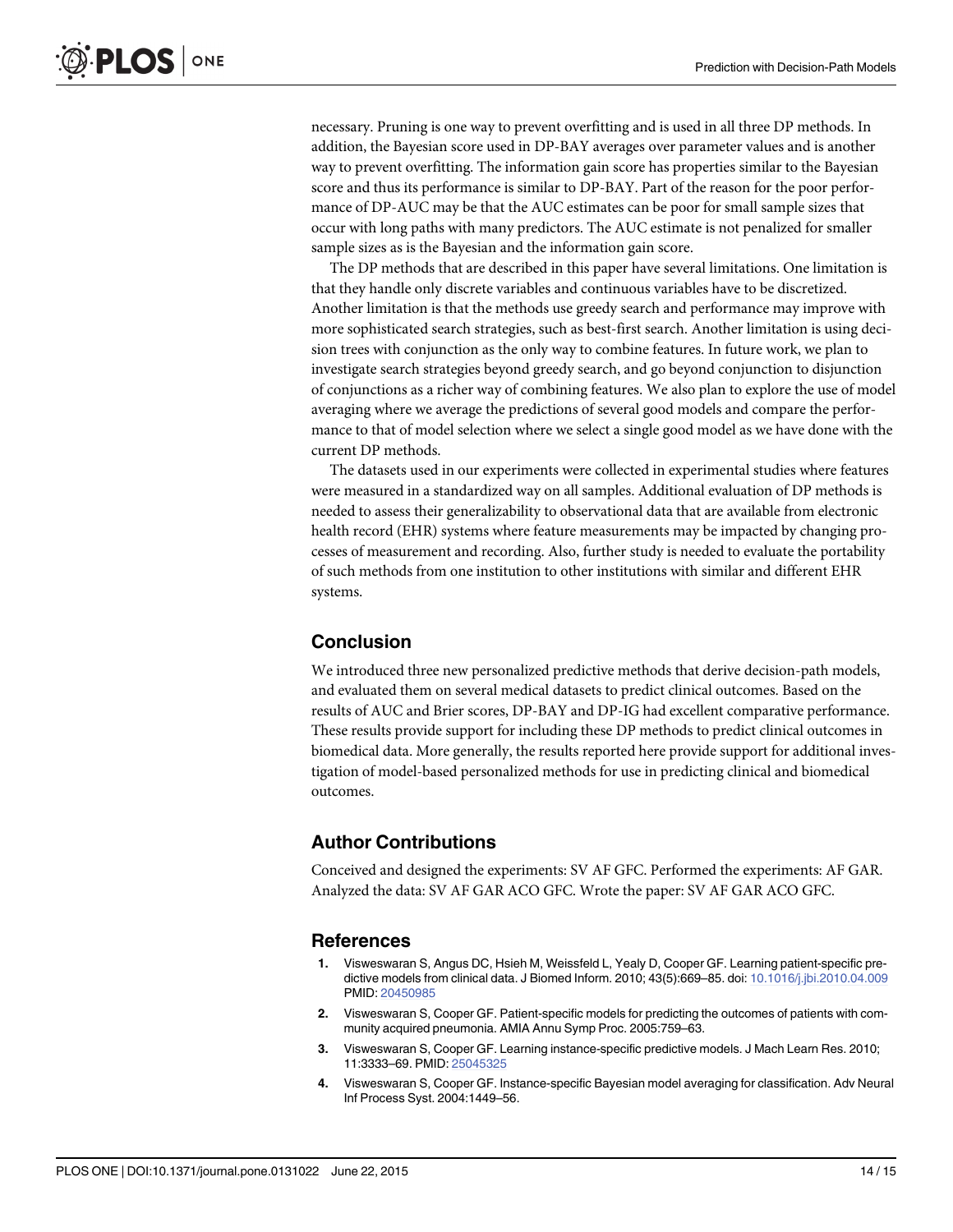necessary. Pruning is one way to prevent overfitting and is used in all three DP methods. In addition, the Bayesian score used in DP-BAY averages over parameter values and is another way to prevent overfitting. The information gain score has properties similar to the Bayesian score and thus its performance is similar to DP-BAY. Part of the reason for the poor performance of DP-AUC may be that the AUC estimates can be poor for small sample sizes that occur with long paths with many predictors. The AUC estimate is not penalized for smaller sample sizes as is the Bayesian and the information gain score.

The DP methods that are described in this paper have several limitations. One limitation is that they handle only discrete variables and continuous variables have to be discretized. Another limitation is that the methods use greedy search and performance may improve with more sophisticated search strategies, such as best-first search. Another limitation is using decision trees with conjunction as the only way to combine features. In future work, we plan to investigate search strategies beyond greedy search, and go beyond conjunction to disjunction of conjunctions as a richer way of combining features. We also plan to explore the use of model averaging where we average the predictions of several good models and compare the performance to that of model selection where we select a single good model as we have done with the current DP methods.

The datasets used in our experiments were collected in experimental studies where features were measured in a standardized way on all samples. Additional evaluation of DP methods is needed to assess their generalizability to observational data that are available from electronic health record (EHR) systems where feature measurements may be impacted by changing processes of measurement and recording. Also, further study is needed to evaluate the portability of such methods from one institution to other institutions with similar and different EHR systems.

## Conclusion

We introduced three new personalized predictive methods that derive decision-path models, and evaluated them on several medical datasets to predict clinical outcomes. Based on the results of AUC and Brier scores, DP-BAY and DP-IG had excellent comparative performance. These results provide support for including these DP methods to predict clinical outcomes in biomedical data. More generally, the results reported here provide support for additional investigation of model-based personalized methods for use in predicting clinical and biomedical outcomes.

## Author Contributions

Conceived and designed the experiments: SV AF GFC. Performed the experiments: AF GAR. Analyzed the data: SV AF GAR ACO GFC. Wrote the paper: SV AF GAR ACO GFC.

## References

1. Visweswaran S, Angus DC, Hsieh M, Weissfeld L, Yealy D, Cooper GF. Learning patient-specific predictive models from clinical data. J Biomed Inform. 2010; 43(5):669–85. doi: 10.1016/j.jbi.2010.04.009 PMID: 20450985
2. Visweswaran S, Cooper GF. Patient-specific models for predicting the outcomes of patients with community acquired pneumonia. AMIA Annu Symp Proc. 2005:759–63.
3. Visweswaran S, Cooper GF. Learning instance-specific predictive models. J Mach Learn Res. 2010; 11:3333–69. PMID: 25045325
4. Visweswaran S, Cooper GF. Instance-specific Bayesian model averaging for classification. Adv Neural Inf Process Syst. 2004:1449–56.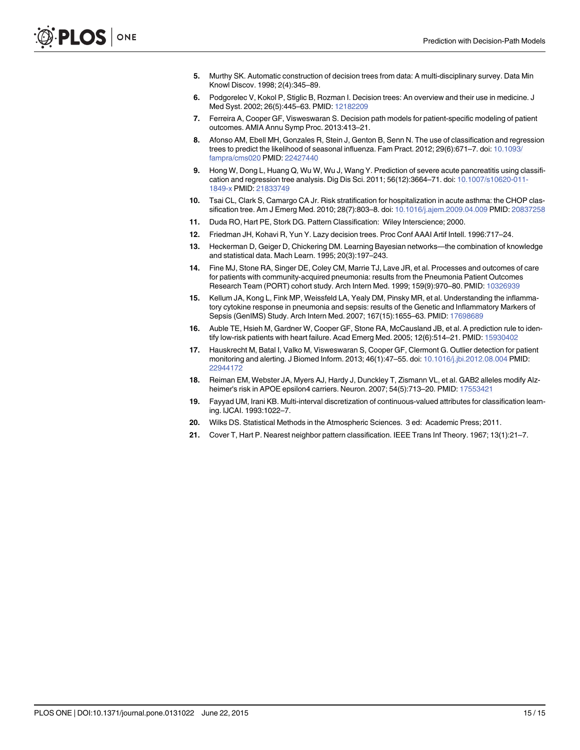5. Murthy SK. Automatic construction of decision trees from data: A multi-disciplinary survey. Data Min Knowl Discov. 1998; 2(4):345–89.
6. Podgorelec V, Kokol P, Stiglic B, Rozman I. Decision trees: An overview and their use in medicine. J Med Syst. 2002; 26(5):445–63. PMID: 12182209
7. Ferreira A, Cooper GF, Visweswaran S. Decision path models for patient-specific modeling of patient outcomes. AMIA Annu Symp Proc. 2013:413–21.
8. Afonso AM, Ebell MH, Gonzales R, Stein J, Genton B, Senn N. The use of classification and regression trees to predict the likelihood of seasonal influenza. Fam Pract. 2012; 29(6):671–7. doi: 10.1093/fampra/cms020 PMID: 22427440
9. Hong W, Dong L, Huang Q, Wu W, Wu J, Wang Y. Prediction of severe acute pancreatitis using classification and regression tree analysis. Dig Dis Sci. 2011; 56(12):3664–71. doi: 10.1007/s10620-011-1849-x PMID: 21833749
10. Tsai CL, Clark S, Camargo CA Jr. Risk stratification for hospitalization in acute asthma: the CHOP classification tree. Am J Emerg Med. 2010; 28(7):803–8. doi: 10.1016/j.ajem.2009.04.009 PMID: 20837258
11. Duda RO, Hart PE, Stork DG. Pattern Classification: Wiley Interscience; 2000.
12. Friedman JH, Kohavi R, Yun Y. Lazy decision trees. Proc Conf AAAI Artif Intell. 1996:717–24.
13. Heckerman D, Geiger D, Chickering DM. Learning Bayesian networks—the combination of knowledge and statistical data. Mach Learn. 1995; 20(3):197–243.
14. Fine MJ, Stone RA, Singer DE, Coley CM, Marrie TJ, Lave JR, et al. Processes and outcomes of care for patients with community-acquired pneumonia: results from the Pneumonia Patient Outcomes Research Team (PORT) cohort study. Arch Intern Med. 1999; 159(9):970–80. PMID: 10326939
15. Kellum JA, Kong L, Fink MP, Weissfeld LA, Yealy DM, Pinsky MR, et al. Understanding the inflammatory cytokine response in pneumonia and sepsis: results of the Genetic and Inflammatory Markers of Sepsis (GenIMS) Study. Arch Intern Med. 2007; 167(15):1655–63. PMID: 17698689
16. Auble TE, Hsieh M, Gardner W, Cooper GF, Stone RA, McCausland JB, et al. A prediction rule to identify low-risk patients with heart failure. Acad Emerg Med. 2005; 12(6):514–21. PMID: 15930402
17. Hauskrecht M, Batal I, Valko M, Visweswaran S, Cooper GF, Clermont G. Outlier detection for patient monitoring and alerting. J Biomed Inform. 2013; 46(1):47–55. doi: 10.1016/j.jbi.2012.08.004 PMID: 22944172
18. Reiman EM, Webster JA, Myers AJ, Hardy J, Dunckley T, Zismann VL, et al. GAB2 alleles modify Alzheimer's risk in APOE epsilon4 carriers. Neuron. 2007; 54(5):713–20. PMID: 17553421
19. Fayyad UM, Irani KB. Multi-interval discretization of continuous-valued attributes for classification learning. IJCAI. 1993:1022–7.
20. Wilks DS. Statistical Methods in the Atmospheric Sciences. 3 ed: Academic Press; 2011.
21. Cover T, Hart P. Nearest neighbor pattern classification. IEEE Trans Inf Theory. 1967; 13(1):21–7.